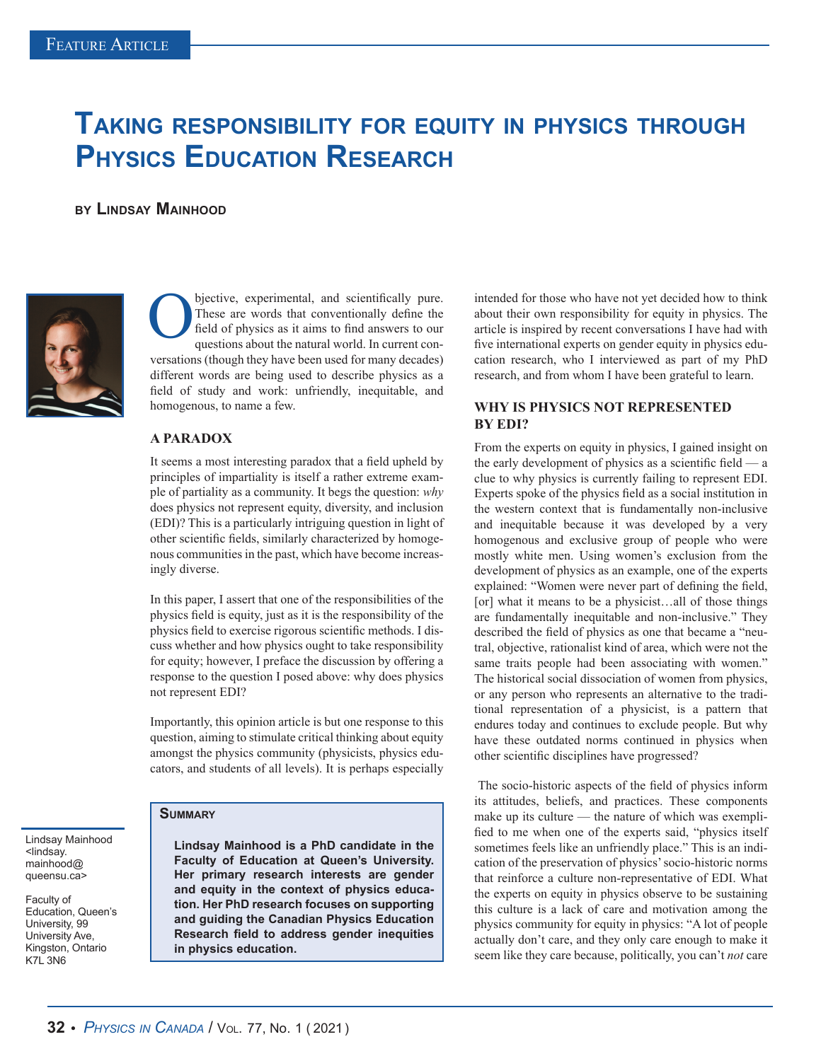# Taking responsibility for equity in physics through Physics Education Research

**by Lindsay Mainhood**

Objective, experimental, and scientifically pure. These are words that conventionally define the field of physics as it aims to find answers to our questions about the natural world. In current conversations (though they have been used for many decades) different words are being used to describe physics as a field of study and work: unfriendly, inequitable, and homogenous, to name a few.

## A PARADOX

It seems a most interesting paradox that a field upheld by principles of impartiality is itself a rather extreme example of partiality as a community. It begs the question: *why* does physics not represent equity, diversity, and inclusion (EDI)? This is a particularly intriguing question in light of other scientific fields, similarly characterized by homogenous communities in the past, which have become increasingly diverse.

In this paper, I assert that one of the responsibilities of the physics field is equity, just as it is the responsibility of the physics field to exercise rigorous scientific methods. I discuss whether and how physics ought to take responsibility for equity; however, I preface the discussion by offering a response to the question I posed above: why does physics not represent EDI?

Importantly, this opinion article is but one response to this question, aiming to stimulate critical thinking about equity amongst the physics community (physicists, physics educators, and students of all levels). It is perhaps especially intended for those who have not yet decided how to think about their own responsibility for equity in physics. The article is inspired by recent conversations I have had with five international experts on gender equity in physics education research, who I interviewed as part of my PhD research, and from whom I have been grateful to learn.

## WHY IS PHYSICS NOT REPRESENTED BY EDI?

From the experts on equity in physics, I gained insight on the early development of physics as a scientific field — a clue to why physics is currently failing to represent EDI. Experts spoke of the physics field as a social institution in the western context that is fundamentally non-inclusive and inequitable because it was developed by a very homogenous and exclusive group of people who were mostly white men. Using women's exclusion from the development of physics as an example, one of the experts explained: "Women were never part of defining the field, [or] what it means to be a physicist…all of those things are fundamentally inequitable and non-inclusive." They described the field of physics as one that became a "neutral, objective, rationalist kind of area, which were not the same traits people had been associating with women." The historical social dissociation of women from physics, or any person who represents an alternative to the traditional representation of a physicist, is a pattern that endures today and continues to exclude people. But why have these outdated norms continued in physics when other scientific disciplines have progressed?

The socio-historic aspects of the field of physics inform its attitudes, beliefs, and practices. These components make up its culture — the nature of which was exemplified to me when one of the experts said, "physics itself sometimes feels like an unfriendly place." This is an indication of the preservation of physics' socio-historic norms that reinforce a culture non-representative of EDI. What the experts on equity in physics observe to be sustaining this culture is a lack of care and motivation among the physics community for equity in physics: "A lot of people actually don't care, and they only care enough to make it seem like they care because, politically, you can't *not* care

**Summary**

**Lindsay Mainhood is a PhD candidate in the Faculty of Education at Queen's University. Her primary research interests are gender and equity in the context of physics education. Her PhD research focuses on supporting and guiding the Canadian Physics Education Research field to address gender inequities in physics education.**

Lindsay Mainhood <lindsay.mainhood@queensu.ca>

Faculty of Education, Queen's University, 99 University Ave, Kingston, Ontario K7L 3N6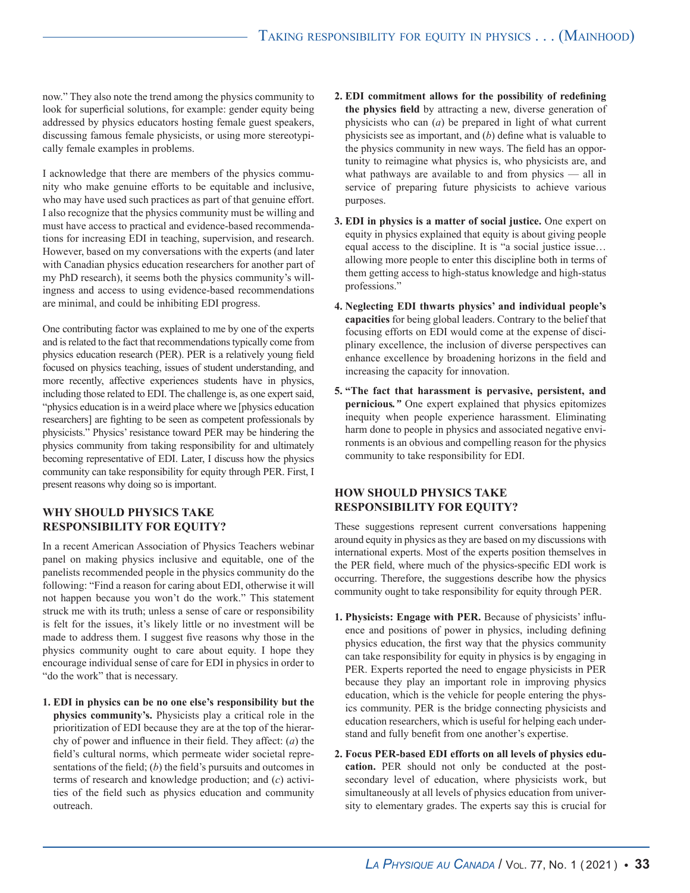now." They also note the trend among the physics community to look for superficial solutions, for example: gender equity being addressed by physics educators hosting female guest speakers, discussing famous female physicists, or using more stereotypically female examples in problems.

I acknowledge that there are members of the physics community who make genuine efforts to be equitable and inclusive, who may have used such practices as part of that genuine effort. I also recognize that the physics community must be willing and must have access to practical and evidence-based recommendations for increasing EDI in teaching, supervision, and research. However, based on my conversations with the experts (and later with Canadian physics education researchers for another part of my PhD research), it seems both the physics community's willingness and access to using evidence-based recommendations are minimal, and could be inhibiting EDI progress.

One contributing factor was explained to me by one of the experts and is related to the fact that recommendations typically come from physics education research (PER). PER is a relatively young field focused on physics teaching, issues of student understanding, and more recently, affective experiences students have in physics, including those related to EDI. The challenge is, as one expert said, "physics education is in a weird place where we [physics education researchers] are fighting to be seen as competent professionals by physicists." Physics' resistance toward PER may be hindering the physics community from taking responsibility for and ultimately becoming representative of EDI. Later, I discuss how the physics community can take responsibility for equity through PER. First, I present reasons why doing so is important.

## WHY SHOULD PHYSICS TAKE RESPONSIBILITY FOR EQUITY?

In a recent American Association of Physics Teachers webinar panel on making physics inclusive and equitable, one of the panelists recommended people in the physics community do the following: "Find a reason for caring about EDI, otherwise it will not happen because you won't do the work." This statement struck me with its truth; unless a sense of care or responsibility is felt for the issues, it's likely little or no investment will be made to address them. I suggest five reasons why those in the physics community ought to care about equity. I hope they encourage individual sense of care for EDI in physics in order to "do the work" that is necessary.

1. **EDI in physics can be no one else's responsibility but the physics community's.** Physicists play a critical role in the prioritization of EDI because they are at the top of the hierarchy of power and influence in their field. They affect: (*a*) the field's cultural norms, which permeate wider societal representations of the field; (*b*) the field's pursuits and outcomes in terms of research and knowledge production; and (*c*) activities of the field such as physics education and community outreach.
2. **EDI commitment allows for the possibility of redefining the physics field** by attracting a new, diverse generation of physicists who can (*a*) be prepared in light of what current physicists see as important, and (*b*) define what is valuable to the physics community in new ways. The field has an opportunity to reimagine what physics is, who physicists are, and what pathways are available to and from physics — all in service of preparing future physicists to achieve various purposes.
3. **EDI in physics is a matter of social justice.** One expert on equity in physics explained that equity is about giving people equal access to the discipline. It is "a social justice issue… allowing more people to enter this discipline both in terms of them getting access to high-status knowledge and high-status professions."
4. **Neglecting EDI thwarts physics' and individual people's capacities** for being global leaders. Contrary to the belief that focusing efforts on EDI would come at the expense of disciplinary excellence, the inclusion of diverse perspectives can enhance excellence by broadening horizons in the field and increasing the capacity for innovation.
5. **"The fact that harassment is pervasive, persistent, and pernicious.***"* One expert explained that physics epitomizes inequity when people experience harassment. Eliminating harm done to people in physics and associated negative environments is an obvious and compelling reason for the physics community to take responsibility for EDI.

## HOW SHOULD PHYSICS TAKE RESPONSIBILITY FOR EQUITY?

These suggestions represent current conversations happening around equity in physics as they are based on my discussions with international experts. Most of the experts position themselves in the PER field, where much of the physics-specific EDI work is occurring. Therefore, the suggestions describe how the physics community ought to take responsibility for equity through PER.

1. **Physicists: Engage with PER.** Because of physicists' influence and positions of power in physics, including defining physics education, the first way that the physics community can take responsibility for equity in physics is by engaging in PER. Experts reported the need to engage physicists in PER because they play an important role in improving physics education, which is the vehicle for people entering the physics community. PER is the bridge connecting physicists and education researchers, which is useful for helping each understand and fully benefit from one another's expertise.
2. **Focus PER-based EDI efforts on all levels of physics education.** PER should not only be conducted at the post-secondary level of education, where physicists work, but simultaneously at all levels of physics education from university to elementary grades. The experts say this is crucial for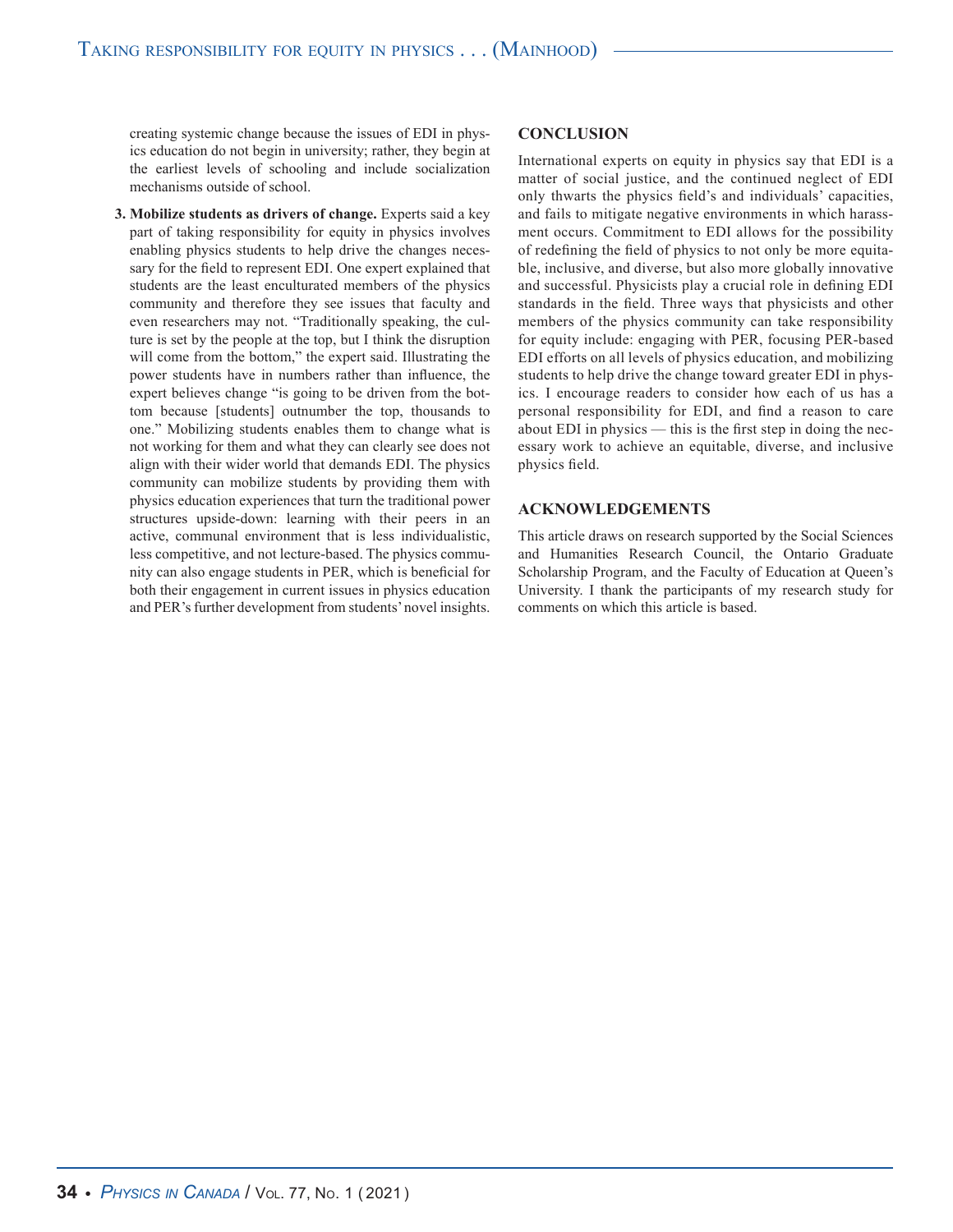creating systemic change because the issues of EDI in physics education do not begin in university; rather, they begin at the earliest levels of schooling and include socialization mechanisms outside of school.

3. **Mobilize students as drivers of change.** Experts said a key part of taking responsibility for equity in physics involves enabling physics students to help drive the changes necessary for the field to represent EDI. One expert explained that students are the least enculturated members of the physics community and therefore they see issues that faculty and even researchers may not. "Traditionally speaking, the culture is set by the people at the top, but I think the disruption will come from the bottom," the expert said. Illustrating the power students have in numbers rather than influence, the expert believes change "is going to be driven from the bottom because [students] outnumber the top, thousands to one." Mobilizing students enables them to change what is not working for them and what they can clearly see does not align with their wider world that demands EDI. The physics community can mobilize students by providing them with physics education experiences that turn the traditional power structures upside-down: learning with their peers in an active, communal environment that is less individualistic, less competitive, and not lecture-based. The physics community can also engage students in PER, which is beneficial for both their engagement in current issues in physics education and PER's further development from students' novel insights.

## CONCLUSION

International experts on equity in physics say that EDI is a matter of social justice, and the continued neglect of EDI only thwarts the physics field's and individuals' capacities, and fails to mitigate negative environments in which harassment occurs. Commitment to EDI allows for the possibility of redefining the field of physics to not only be more equitable, inclusive, and diverse, but also more globally innovative and successful. Physicists play a crucial role in defining EDI standards in the field. Three ways that physicists and other members of the physics community can take responsibility for equity include: engaging with PER, focusing PER-based EDI efforts on all levels of physics education, and mobilizing students to help drive the change toward greater EDI in physics. I encourage readers to consider how each of us has a personal responsibility for EDI, and find a reason to care about EDI in physics — this is the first step in doing the necessary work to achieve an equitable, diverse, and inclusive physics field.

## ACKNOWLEDGEMENTS

This article draws on research supported by the Social Sciences and Humanities Research Council, the Ontario Graduate Scholarship Program, and the Faculty of Education at Queen's University. I thank the participants of my research study for comments on which this article is based.